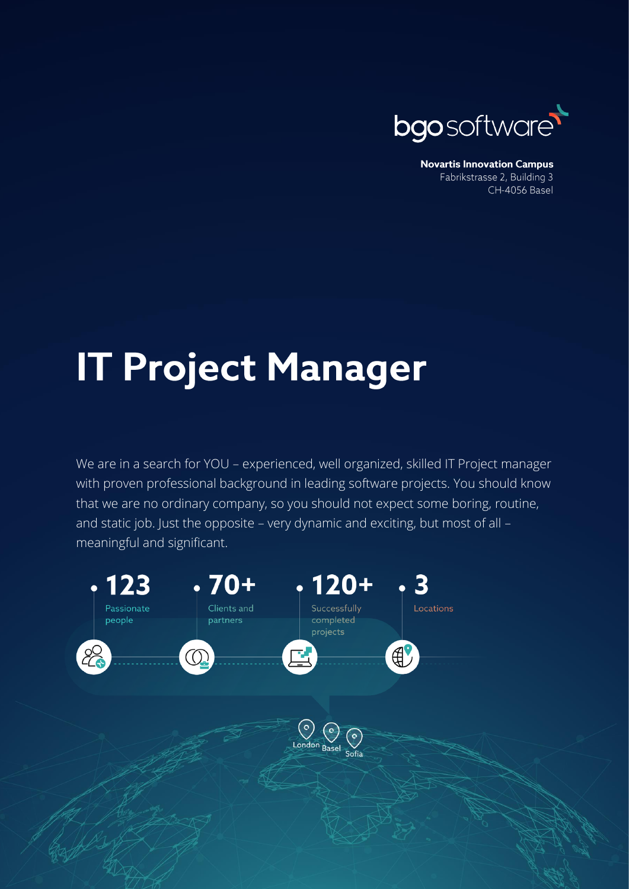bgo software

**Novartis Innovation Campus**
Fabrikstrasse 2, Building 3
CH-4056 Basel

# IT Project Manager

We are in a search for YOU – experienced, well organized, skilled IT Project manager with proven professional background in leading software projects. You should know that we are no ordinary company, so you should not expect some boring, routine, and static job. Just the opposite – very dynamic and exciting, but most of all – meaningful and significant.

- **123** Passionate people
- **70+** Clients and partners
- **120+** Successfully completed projects
- **3** Locations

London · Basel · Sofia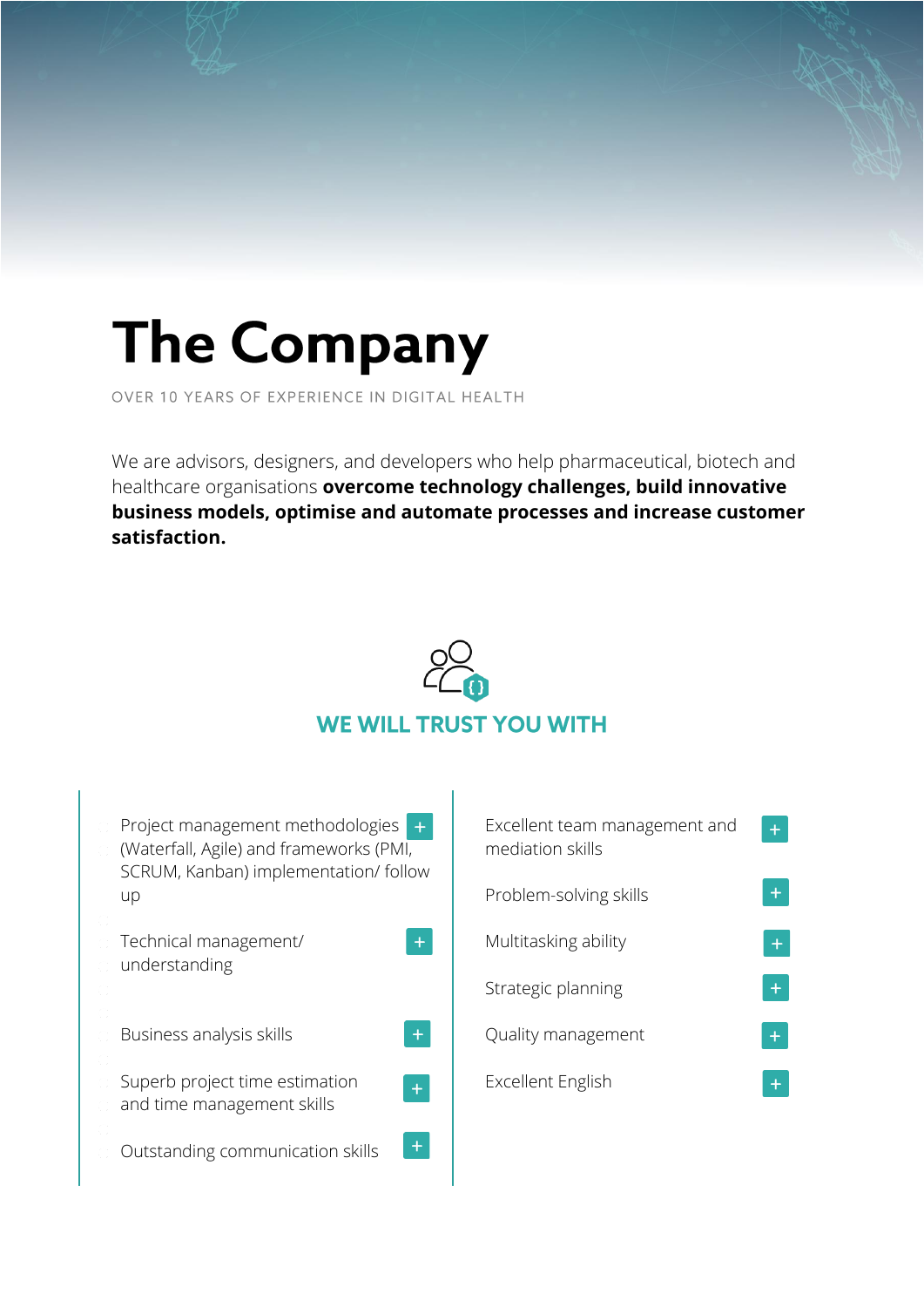# The Company

OVER 10 YEARS OF EXPERIENCE IN DIGITAL HEALTH

We are advisors, designers, and developers who help pharmaceutical, biotech and healthcare organisations **overcome technology challenges, build innovative business models, optimise and automate processes and increase customer satisfaction.**

## WE WILL TRUST YOU WITH

- Project management methodologies (Waterfall, Agile) and frameworks (PMI, SCRUM, Kanban) implementation/ follow up
- Technical management/ understanding
- Business analysis skills
- Superb project time estimation and time management skills
- Outstanding communication skills
- Excellent team management and mediation skills
- Problem-solving skills
- Multitasking ability
- Strategic planning
- Quality management
- Excellent English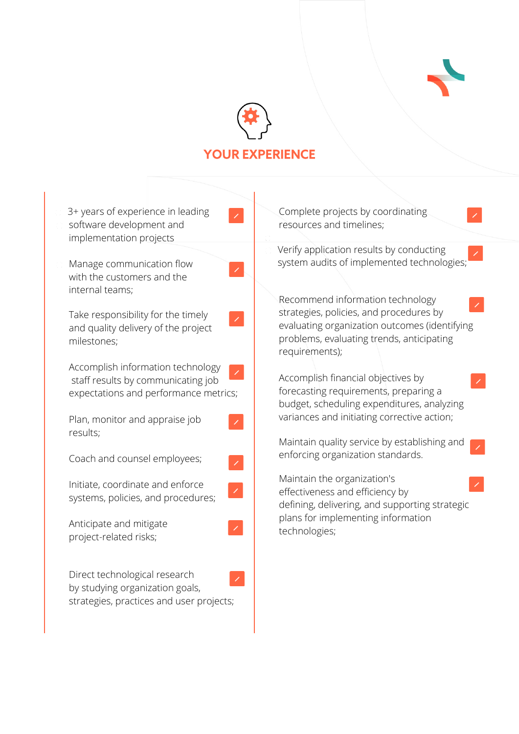## YOUR EXPERIENCE

- 3+ years of experience in leading software development and implementation projects
- Manage communication flow with the customers and the internal teams;
- Take responsibility for the timely and quality delivery of the project milestones;
- Accomplish information technology staff results by communicating job expectations and performance metrics;
- Plan, monitor and appraise job results;
- Coach and counsel employees;
- Initiate, coordinate and enforce systems, policies, and procedures;
- Anticipate and mitigate project-related risks;
- Direct technological research by studying organization goals, strategies, practices and user projects;
- Complete projects by coordinating resources and timelines;
- Verify application results by conducting system audits of implemented technologies;
- Recommend information technology strategies, policies, and procedures by evaluating organization outcomes (identifying problems, evaluating trends, anticipating requirements);
- Accomplish financial objectives by forecasting requirements, preparing a budget, scheduling expenditures, analyzing variances and initiating corrective action;
- Maintain quality service by establishing and enforcing organization standards.
- Maintain the organization's effectiveness and efficiency by defining, delivering, and supporting strategic plans for implementing information technologies;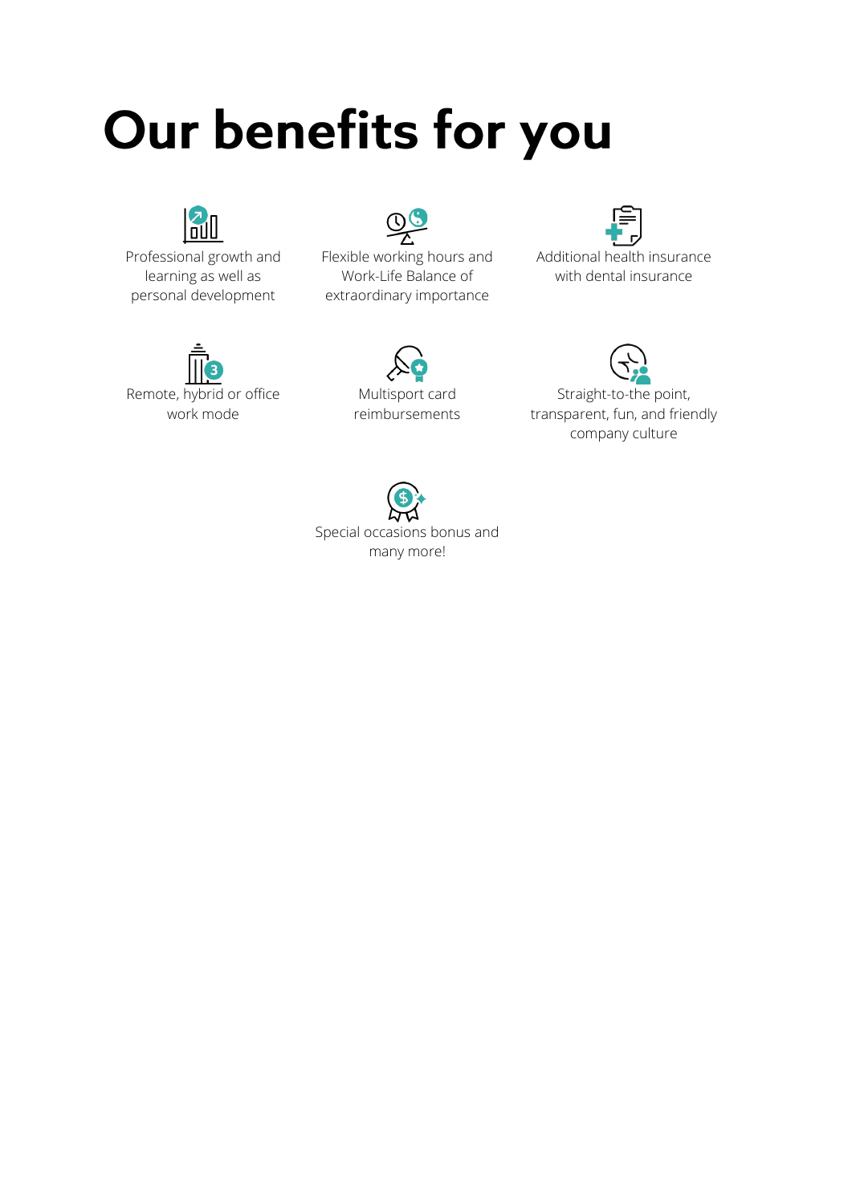# Our benefits for you

Professional growth and learning as well as personal development

Flexible working hours and Work-Life Balance of extraordinary importance

Additional health insurance with dental insurance

Remote, hybrid or office work mode

Multisport card reimbursements

Straight-to-the point, transparent, fun, and friendly company culture

Special occasions bonus and many more!